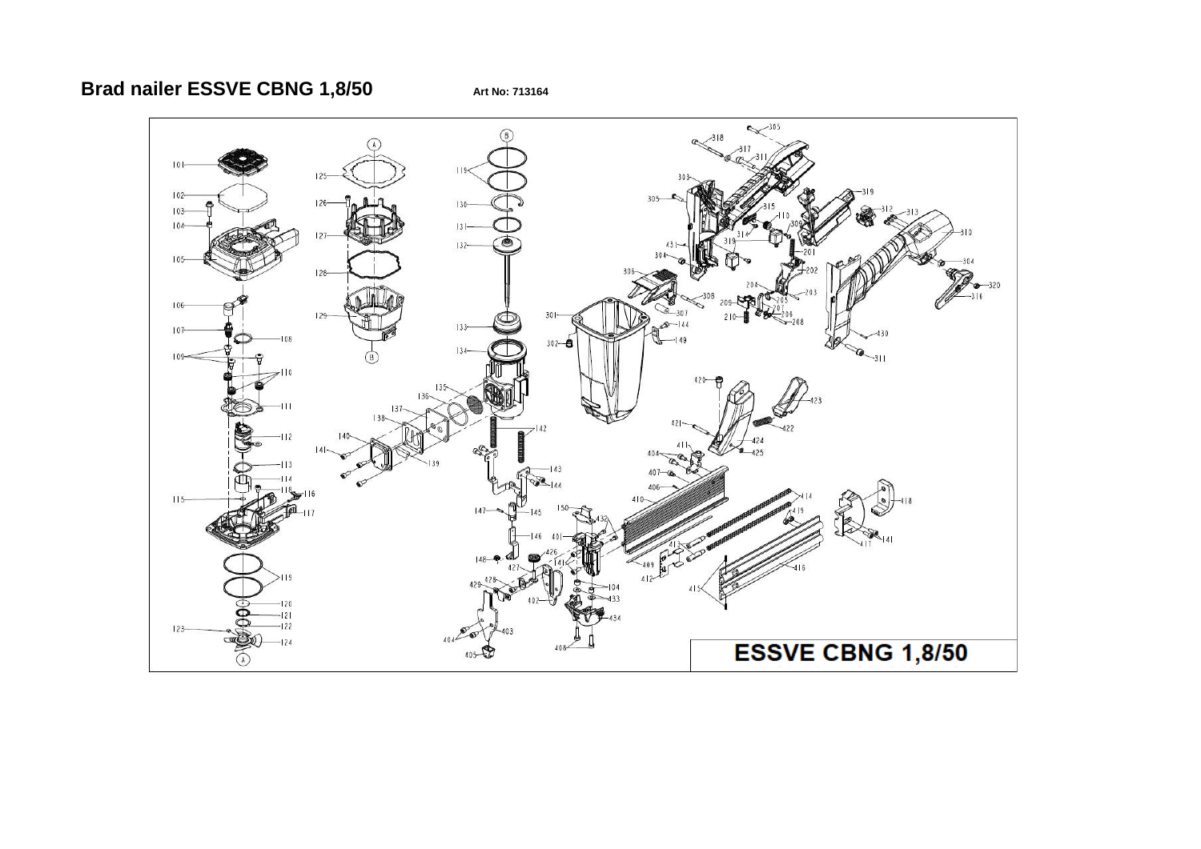**Brad nailer ESSVE CBNG 1,8/50** **Art No: 713164**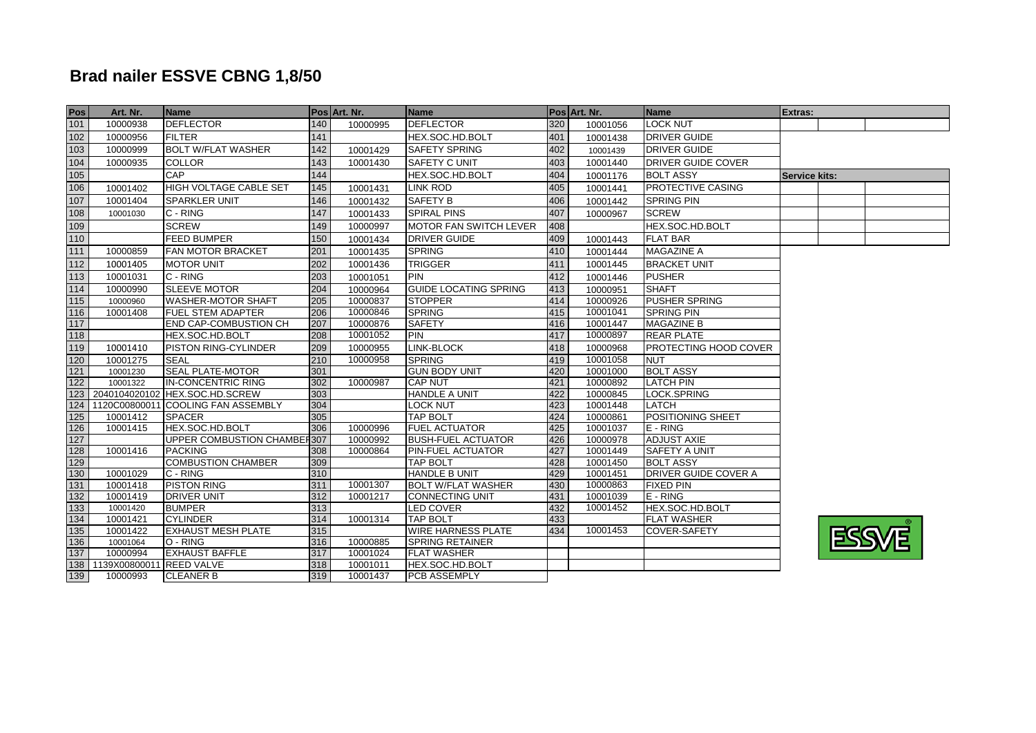# Brad nailer ESSVE CBNG 1,8/50

| Pos | Art. Nr. | Name | Pos | Art. Nr. | Name | Pos | Art. Nr. | Name |
|---|---|---|---|---|---|---|---|---|
| 101 | 10000938 | DEFLECTOR | 140 | 10000995 | DEFLECTOR | 320 | 10001056 | LOCK NUT |
| 102 | 10000956 | FILTER | 141 | | HEX.SOC.HD.BOLT | 401 | 10001438 | DRIVER GUIDE |
| 103 | 10000999 | BOLT W/FLAT WASHER | 142 | 10001429 | SAFETY SPRING | 402 | 10001439 | DRIVER GUIDE |
| 104 | 10000935 | COLLOR | 143 | 10001430 | SAFETY C UNIT | 403 | 10001440 | DRIVER GUIDE COVER |
| 105 | | CAP | 144 | | HEX.SOC.HD.BOLT | 404 | 10001176 | BOLT ASSY |
| 106 | 10001402 | HIGH VOLTAGE CABLE SET | 145 | 10001431 | LINK ROD | 405 | 10001441 | PROTECTIVE CASING |
| 107 | 10001404 | SPARKLER UNIT | 146 | 10001432 | SAFETY B | 406 | 10001442 | SPRING PIN |
| 108 | 10001030 | C - RING | 147 | 10001433 | SPIRAL PINS | 407 | 10000967 | SCREW |
| 109 | | SCREW | 149 | 10000997 | MOTOR FAN SWITCH LEVER | 408 | | HEX.SOC.HD.BOLT |
| 110 | | FEED BUMPER | 150 | 10001434 | DRIVER GUIDE | 409 | 10001443 | FLAT BAR |
| 111 | 10000859 | FAN MOTOR BRACKET | 201 | 10001435 | SPRING | 410 | 10001444 | MAGAZINE A |
| 112 | 10001405 | MOTOR UNIT | 202 | 10001436 | TRIGGER | 411 | 10001445 | BRACKET UNIT |
| 113 | 10001031 | C - RING | 203 | 10001051 | PIN | 412 | 10001446 | PUSHER |
| 114 | 10000990 | SLEEVE MOTOR | 204 | 10000964 | GUIDE LOCATING SPRING | 413 | 10000951 | SHAFT |
| 115 | 10000960 | WASHER-MOTOR SHAFT | 205 | 10000837 | STOPPER | 414 | 10000926 | PUSHER SPRING |
| 116 | 10001408 | FUEL STEM ADAPTER | 206 | 10000846 | SPRING | 415 | 10001041 | SPRING PIN |
| 117 | | END CAP-COMBUSTION CH | 207 | 10000876 | SAFETY | 416 | 10001447 | MAGAZINE B |
| 118 | | HEX.SOC.HD.BOLT | 208 | 10001052 | PIN | 417 | 10000897 | REAR PLATE |
| 119 | 10001410 | PISTON RING-CYLINDER | 209 | 10000955 | LINK-BLOCK | 418 | 10000968 | PROTECTING HOOD COVER |
| 120 | 10001275 | SEAL | 210 | 10000958 | SPRING | 419 | 10001058 | NUT |
| 121 | 10001230 | SEAL PLATE-MOTOR | 301 | | GUN BODY UNIT | 420 | 10001000 | BOLT ASSY |
| 122 | 10001322 | IN-CONCENTRIC RING | 302 | 10000987 | CAP NUT | 421 | 10000892 | LATCH PIN |
| 123 | 2040104020102 | HEX.SOC.HD.SCREW | 303 | | HANDLE A UNIT | 422 | 10000845 | LOCK.SPRING |
| 124 | 1120C00800011 | COOLING FAN ASSEMBLY | 304 | | LOCK NUT | 423 | 10001448 | LATCH |
| 125 | 10001412 | SPACER | 305 | | TAP BOLT | 424 | 10000861 | POSITIONING SHEET |
| 126 | 10001415 | HEX.SOC.HD.BOLT | 306 | 10000996 | FUEL ACTUATOR | 425 | 10001037 | E - RING |
| 127 | | UPPER COMBUSTION CHAMBER | 307 | 10000992 | BUSH-FUEL ACTUATOR | 426 | 10000978 | ADJUST AXIE |
| 128 | 10001416 | PACKING | 308 | 10000864 | PIN-FUEL ACTUATOR | 427 | 10001449 | SAFETY A UNIT |
| 129 | | COMBUSTION CHAMBER | 309 | | TAP BOLT | 428 | 10001450 | BOLT ASSY |
| 130 | 10001029 | C - RING | 310 | | HANDLE B UNIT | 429 | 10001451 | DRIVER GUIDE COVER A |
| 131 | 10001418 | PISTON RING | 311 | 10001307 | BOLT W/FLAT WASHER | 430 | 10000863 | FIXED PIN |
| 132 | 10001419 | DRIVER UNIT | 312 | 10001217 | CONNECTING UNIT | 431 | 10001039 | E - RING |
| 133 | 10001420 | BUMPER | 313 | | LED COVER | 432 | 10001452 | HEX.SOC.HD.BOLT |
| 134 | 10001421 | CYLINDER | 314 | 10001314 | TAP BOLT | 433 | | FLAT WASHER |
| 135 | 10001422 | EXHAUST MESH PLATE | 315 | | WIRE HARNESS PLATE | 434 | 10001453 | COVER-SAFETY |
| 136 | 10001064 | O - RING | 316 | 10000885 | SPRING RETAINER | | | |
| 137 | 10000994 | EXHAUST BAFFLE | 317 | 10001024 | FLAT WASHER | | | |
| 138 | 1139X00800011 | REED VALVE | 318 | 10001011 | HEX.SOC.HD.BOLT | | | |
| 139 | 10000993 | CLEANER B | 319 | 10001437 | PCB ASSEMPLY | | | |

| Extras: | | |
|---|---|---|
| | | |

| Service kits: | | |
|---|---|---|
| | | |
| | | |
| | | |
| | | |
| | | |

ESSVE®